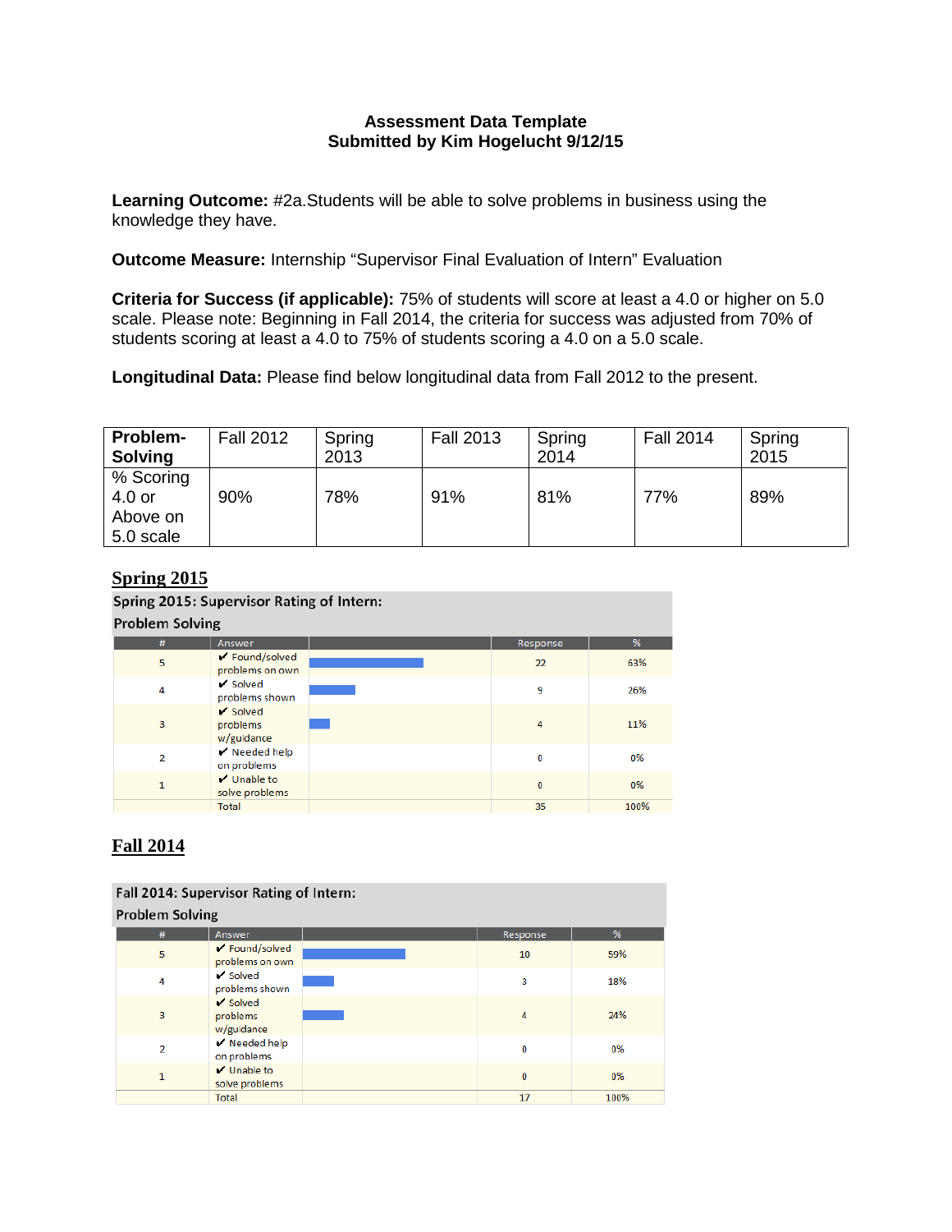**Assessment Data Template**
**Submitted by Kim Hogelucht 9/12/15**

**Learning Outcome:** #2a.Students will be able to solve problems in business using the knowledge they have.

**Outcome Measure:** Internship "Supervisor Final Evaluation of Intern" Evaluation

**Criteria for Success (if applicable):** 75% of students will score at least a 4.0 or higher on 5.0 scale. Please note: Beginning in Fall 2014, the criteria for success was adjusted from 70% of students scoring at least a 4.0 to 75% of students scoring a 4.0 on a 5.0 scale.

**Longitudinal Data:** Please find below longitudinal data from Fall 2012 to the present.

| **Problem-Solving** | Fall 2012 | Spring 2013 | Fall 2013 | Spring 2014 | Fall 2014 | Spring 2015 |
|---|---|---|---|---|---|---|
| % Scoring 4.0 or Above on 5.0 scale | 90% | 78% | 91% | 81% | 77% | 89% |

## Spring 2015

Spring 2015: Supervisor Rating of Intern: Problem Solving

| # | Answer | | Response | % |
|---|---|---|---|---|
| 5 | ✔ Found/solved problems on own | | 22 | 63% |
| 4 | ✔ Solved problems shown | | 9 | 26% |
| 3 | ✔ Solved problems w/guidance | | 4 | 11% |
| 2 | ✔ Needed help on problems | | 0 | 0% |
| 1 | ✔ Unable to solve problems | | 0 | 0% |
| | Total | | 35 | 100% |

## Fall 2014

Fall 2014: Supervisor Rating of Intern: Problem Solving

| # | Answer | | Response | % |
|---|---|---|---|---|
| 5 | ✔ Found/solved problems on own | | 10 | 59% |
| 4 | ✔ Solved problems shown | | 3 | 18% |
| 3 | ✔ Solved problems w/guidance | | 4 | 24% |
| 2 | ✔ Needed help on problems | | 0 | 0% |
| 1 | ✔ Unable to solve problems | | 0 | 0% |
| | Total | | 17 | 100% |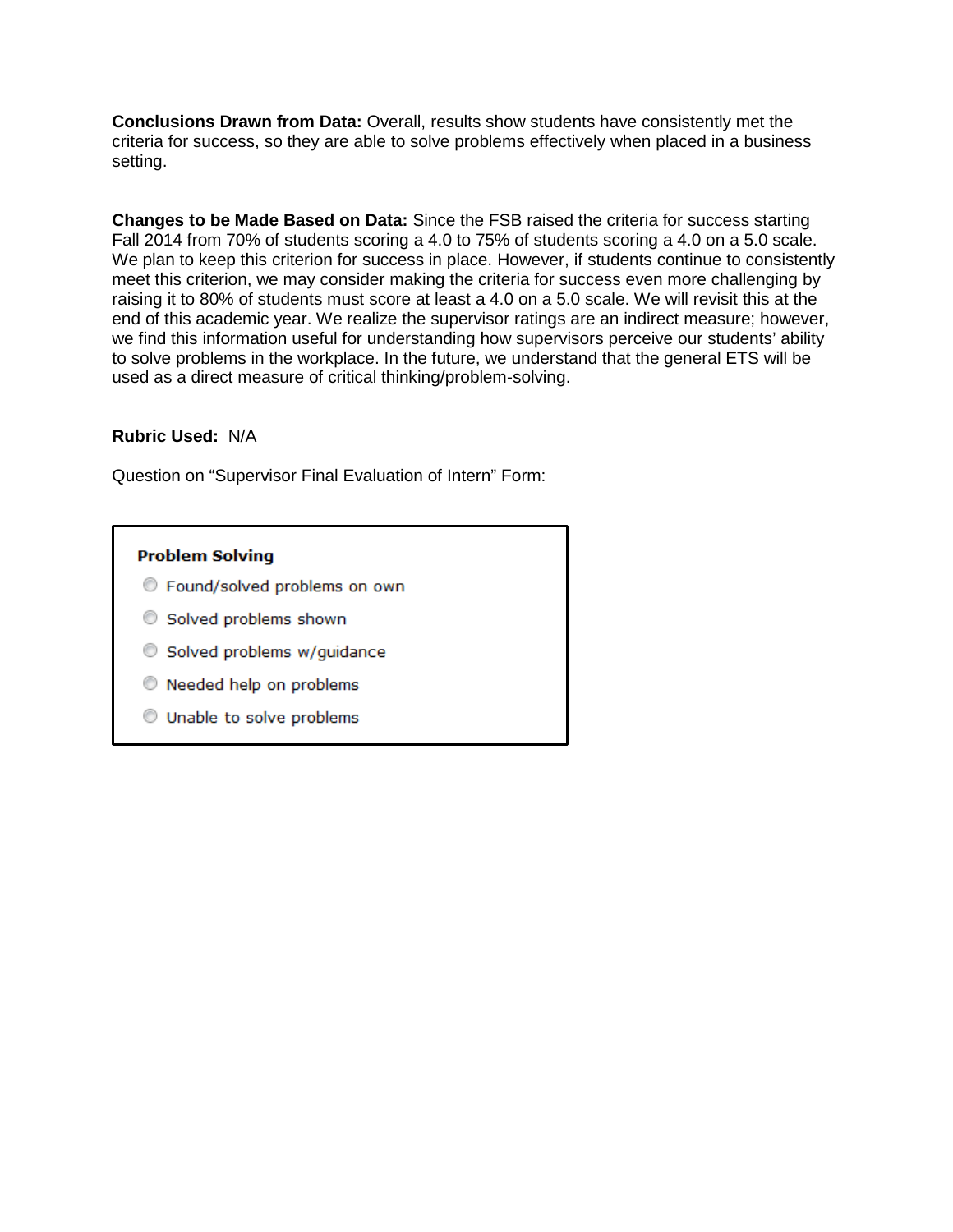**Conclusions Drawn from Data:** Overall, results show students have consistently met the criteria for success, so they are able to solve problems effectively when placed in a business setting.

**Changes to be Made Based on Data:** Since the FSB raised the criteria for success starting Fall 2014 from 70% of students scoring a 4.0 to 75% of students scoring a 4.0 on a 5.0 scale. We plan to keep this criterion for success in place. However, if students continue to consistently meet this criterion, we may consider making the criteria for success even more challenging by raising it to 80% of students must score at least a 4.0 on a 5.0 scale. We will revisit this at the end of this academic year. We realize the supervisor ratings are an indirect measure; however, we find this information useful for understanding how supervisors perceive our students' ability to solve problems in the workplace. In the future, we understand that the general ETS will be used as a direct measure of critical thinking/problem-solving.

**Rubric Used:** N/A

Question on "Supervisor Final Evaluation of Intern" Form:

**Problem Solving**

- Found/solved problems on own
- Solved problems shown
- Solved problems w/guidance
- Needed help on problems
- Unable to solve problems